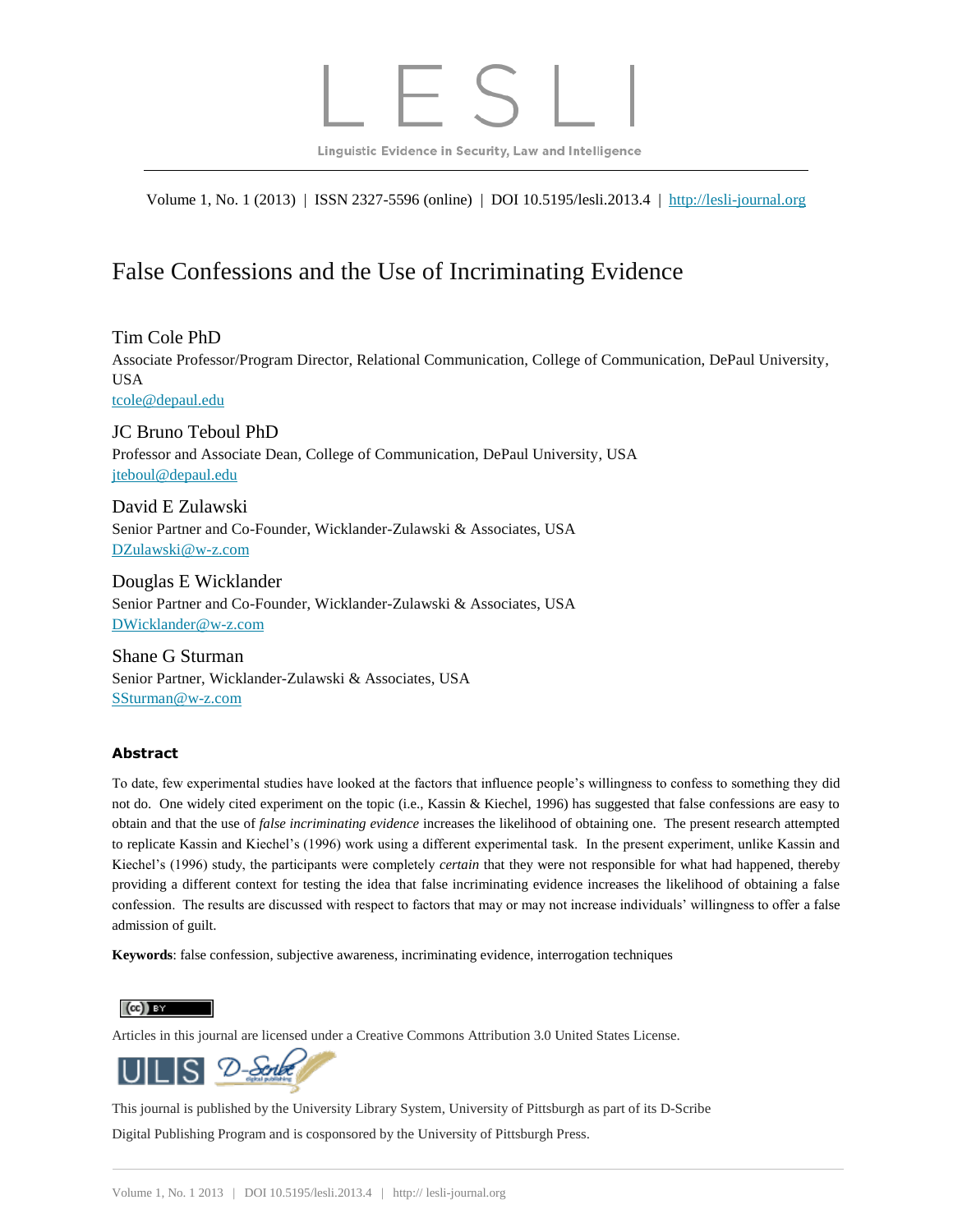# L E S L I

Linguistic Evidence in Security, Law and Intelligence

Volume 1, No. 1 (2013) | ISSN 2327-5596 (online) | DOI 10.5195/lesli.2013.4 | http://lesli-journal.org

## False Confessions and the Use of Incriminating Evidence

**Tim Cole PhD**
Associate Professor/Program Director, Relational Communication, College of Communication, DePaul University, USA
tcole@depaul.edu

**JC Bruno Teboul PhD**
Professor and Associate Dean, College of Communication, DePaul University, USA
jteboul@depaul.edu

**David E Zulawski**
Senior Partner and Co-Founder, Wicklander-Zulawski & Associates, USA
DZulawski@w-z.com

**Douglas E Wicklander**
Senior Partner and Co-Founder, Wicklander-Zulawski & Associates, USA
DWicklander@w-z.com

**Shane G Sturman**
Senior Partner, Wicklander-Zulawski & Associates, USA
SSturman@w-z.com

### Abstract

To date, few experimental studies have looked at the factors that influence people's willingness to confess to something they did not do. One widely cited experiment on the topic (i.e., Kassin & Kiechel, 1996) has suggested that false confessions are easy to obtain and that the use of *false incriminating evidence* increases the likelihood of obtaining one. The present research attempted to replicate Kassin and Kiechel's (1996) work using a different experimental task. In the present experiment, unlike Kassin and Kiechel's (1996) study, the participants were completely *certain* that they were not responsible for what had happened, thereby providing a different context for testing the idea that false incriminating evidence increases the likelihood of obtaining a false confession. The results are discussed with respect to factors that may or may not increase individuals' willingness to offer a false admission of guilt.

**Keywords**: false confession, subjective awareness, incriminating evidence, interrogation techniques

Articles in this journal are licensed under a Creative Commons Attribution 3.0 United States License.

This journal is published by the University Library System, University of Pittsburgh as part of its D-Scribe Digital Publishing Program and is cosponsored by the University of Pittsburgh Press.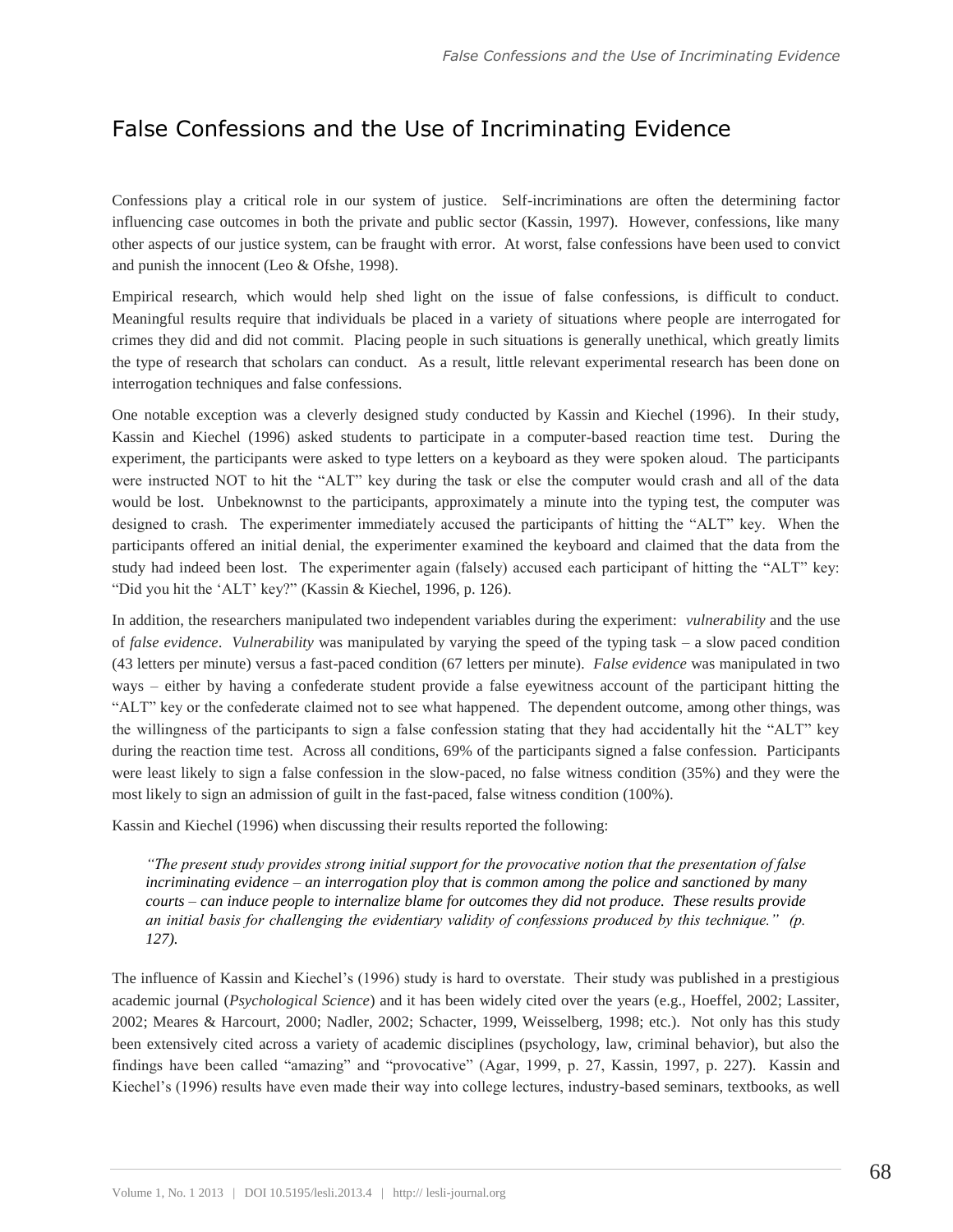# False Confessions and the Use of Incriminating Evidence

Confessions play a critical role in our system of justice. Self-incriminations are often the determining factor influencing case outcomes in both the private and public sector (Kassin, 1997). However, confessions, like many other aspects of our justice system, can be fraught with error. At worst, false confessions have been used to convict and punish the innocent (Leo & Ofshe, 1998).

Empirical research, which would help shed light on the issue of false confessions, is difficult to conduct. Meaningful results require that individuals be placed in a variety of situations where people are interrogated for crimes they did and did not commit. Placing people in such situations is generally unethical, which greatly limits the type of research that scholars can conduct. As a result, little relevant experimental research has been done on interrogation techniques and false confessions.

One notable exception was a cleverly designed study conducted by Kassin and Kiechel (1996). In their study, Kassin and Kiechel (1996) asked students to participate in a computer-based reaction time test. During the experiment, the participants were asked to type letters on a keyboard as they were spoken aloud. The participants were instructed NOT to hit the "ALT" key during the task or else the computer would crash and all of the data would be lost. Unbeknownst to the participants, approximately a minute into the typing test, the computer was designed to crash. The experimenter immediately accused the participants of hitting the "ALT" key. When the participants offered an initial denial, the experimenter examined the keyboard and claimed that the data from the study had indeed been lost. The experimenter again (falsely) accused each participant of hitting the "ALT" key: "Did you hit the 'ALT' key?" (Kassin & Kiechel, 1996, p. 126).

In addition, the researchers manipulated two independent variables during the experiment: *vulnerability* and the use of *false evidence*. *Vulnerability* was manipulated by varying the speed of the typing task – a slow paced condition (43 letters per minute) versus a fast-paced condition (67 letters per minute). *False evidence* was manipulated in two ways – either by having a confederate student provide a false eyewitness account of the participant hitting the "ALT" key or the confederate claimed not to see what happened. The dependent outcome, among other things, was the willingness of the participants to sign a false confession stating that they had accidentally hit the "ALT" key during the reaction time test. Across all conditions, 69% of the participants signed a false confession. Participants were least likely to sign a false confession in the slow-paced, no false witness condition (35%) and they were the most likely to sign an admission of guilt in the fast-paced, false witness condition (100%).

Kassin and Kiechel (1996) when discussing their results reported the following:

> *"The present study provides strong initial support for the provocative notion that the presentation of false incriminating evidence – an interrogation ploy that is common among the police and sanctioned by many courts – can induce people to internalize blame for outcomes they did not produce. These results provide an initial basis for challenging the evidentiary validity of confessions produced by this technique." (p. 127).*

The influence of Kassin and Kiechel's (1996) study is hard to overstate. Their study was published in a prestigious academic journal (*Psychological Science*) and it has been widely cited over the years (e.g., Hoeffel, 2002; Lassiter, 2002; Meares & Harcourt, 2000; Nadler, 2002; Schacter, 1999, Weisselberg, 1998; etc.). Not only has this study been extensively cited across a variety of academic disciplines (psychology, law, criminal behavior), but also the findings have been called "amazing" and "provocative" (Agar, 1999, p. 27, Kassin, 1997, p. 227). Kassin and Kiechel's (1996) results have even made their way into college lectures, industry-based seminars, textbooks, as well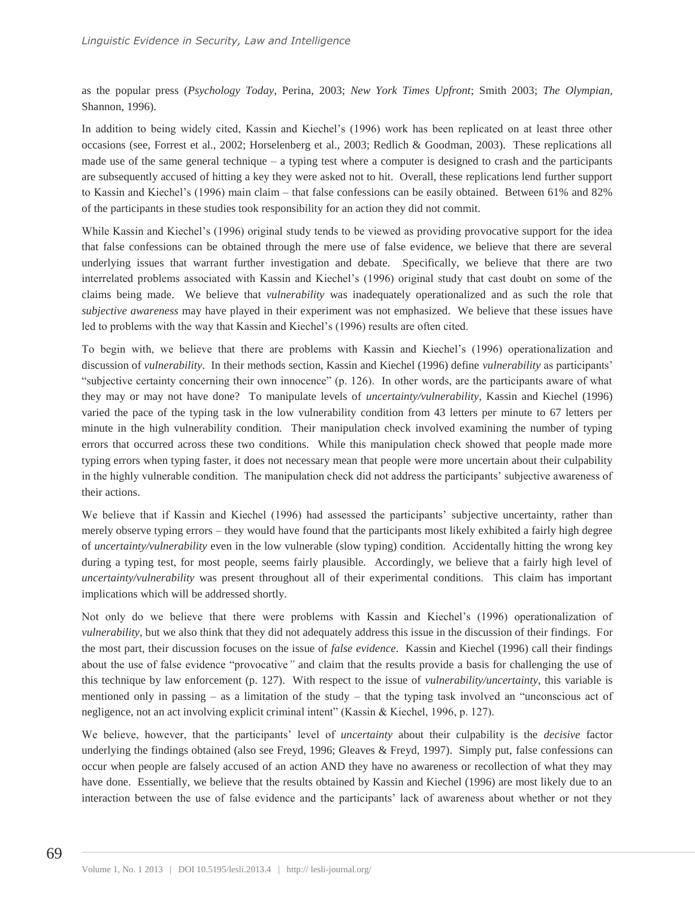as the popular press (*Psychology Today*, Perina, 2003; *New York Times Upfront*; Smith 2003; *The Olympian,* Shannon, 1996).

In addition to being widely cited, Kassin and Kiechel's (1996) work has been replicated on at least three other occasions (see, Forrest et al., 2002; Horselenberg et al., 2003; Redlich & Goodman, 2003). These replications all made use of the same general technique – a typing test where a computer is designed to crash and the participants are subsequently accused of hitting a key they were asked not to hit. Overall, these replications lend further support to Kassin and Kiechel's (1996) main claim – that false confessions can be easily obtained. Between 61% and 82% of the participants in these studies took responsibility for an action they did not commit.

While Kassin and Kiechel's (1996) original study tends to be viewed as providing provocative support for the idea that false confessions can be obtained through the mere use of false evidence, we believe that there are several underlying issues that warrant further investigation and debate. Specifically, we believe that there are two interrelated problems associated with Kassin and Kiechel's (1996) original study that cast doubt on some of the claims being made. We believe that *vulnerability* was inadequately operationalized and as such the role that *subjective awareness* may have played in their experiment was not emphasized. We believe that these issues have led to problems with the way that Kassin and Kiechel's (1996) results are often cited.

To begin with, we believe that there are problems with Kassin and Kiechel's (1996) operationalization and discussion of *vulnerability*. In their methods section, Kassin and Kiechel (1996) define *vulnerability* as participants' "subjective certainty concerning their own innocence" (p. 126). In other words, are the participants aware of what they may or may not have done? To manipulate levels of *uncertainty/vulnerability*, Kassin and Kiechel (1996) varied the pace of the typing task in the low vulnerability condition from 43 letters per minute to 67 letters per minute in the high vulnerability condition. Their manipulation check involved examining the number of typing errors that occurred across these two conditions. While this manipulation check showed that people made more typing errors when typing faster, it does not necessary mean that people were more uncertain about their culpability in the highly vulnerable condition. The manipulation check did not address the participants' subjective awareness of their actions.

We believe that if Kassin and Kiechel (1996) had assessed the participants' subjective uncertainty, rather than merely observe typing errors – they would have found that the participants most likely exhibited a fairly high degree of *uncertainty/vulnerability* even in the low vulnerable (slow typing) condition. Accidentally hitting the wrong key during a typing test, for most people, seems fairly plausible. Accordingly, we believe that a fairly high level of *uncertainty/vulnerability* was present throughout all of their experimental conditions. This claim has important implications which will be addressed shortly.

Not only do we believe that there were problems with Kassin and Kiechel's (1996) operationalization of *vulnerability*, but we also think that they did not adequately address this issue in the discussion of their findings. For the most part, their discussion focuses on the issue of *false evidence*. Kassin and Kiechel (1996) call their findings about the use of false evidence "provocative*"* and claim that the results provide a basis for challenging the use of this technique by law enforcement (p. 127). With respect to the issue of *vulnerability/uncertainty*, this variable is mentioned only in passing – as a limitation of the study – that the typing task involved an "unconscious act of negligence, not an act involving explicit criminal intent" (Kassin & Kiechel, 1996, p. 127).

We believe, however, that the participants' level of *uncertainty* about their culpability is the *decisive* factor underlying the findings obtained (also see Freyd, 1996; Gleaves & Freyd, 1997). Simply put, false confessions can occur when people are falsely accused of an action AND they have no awareness or recollection of what they may have done. Essentially, we believe that the results obtained by Kassin and Kiechel (1996) are most likely due to an interaction between the use of false evidence and the participants' lack of awareness about whether or not they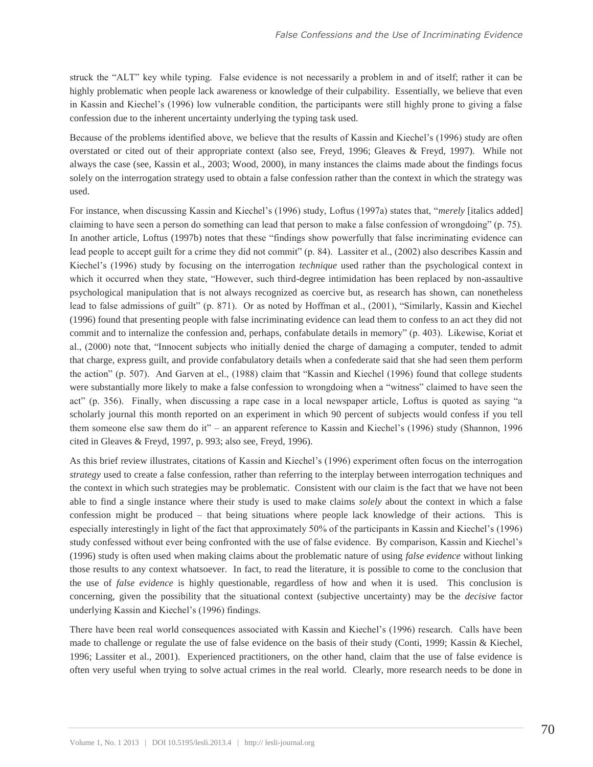struck the "ALT" key while typing. False evidence is not necessarily a problem in and of itself; rather it can be highly problematic when people lack awareness or knowledge of their culpability. Essentially, we believe that even in Kassin and Kiechel's (1996) low vulnerable condition, the participants were still highly prone to giving a false confession due to the inherent uncertainty underlying the typing task used.

Because of the problems identified above, we believe that the results of Kassin and Kiechel's (1996) study are often overstated or cited out of their appropriate context (also see, Freyd, 1996; Gleaves & Freyd, 1997). While not always the case (see, Kassin et al., 2003; Wood, 2000), in many instances the claims made about the findings focus solely on the interrogation strategy used to obtain a false confession rather than the context in which the strategy was used.

For instance, when discussing Kassin and Kiechel's (1996) study, Loftus (1997a) states that, "*merely* [italics added] claiming to have seen a person do something can lead that person to make a false confession of wrongdoing" (p. 75). In another article, Loftus (1997b) notes that these "findings show powerfully that false incriminating evidence can lead people to accept guilt for a crime they did not commit" (p. 84). Lassiter et al., (2002) also describes Kassin and Kiechel's (1996) study by focusing on the interrogation *technique* used rather than the psychological context in which it occurred when they state, "However, such third-degree intimidation has been replaced by non-assaultive psychological manipulation that is not always recognized as coercive but, as research has shown, can nonetheless lead to false admissions of guilt" (p. 871). Or as noted by Hoffman et al., (2001), "Similarly, Kassin and Kiechel (1996) found that presenting people with false incriminating evidence can lead them to confess to an act they did not commit and to internalize the confession and, perhaps, confabulate details in memory" (p. 403). Likewise, Koriat et al., (2000) note that, "Innocent subjects who initially denied the charge of damaging a computer, tended to admit that charge, express guilt, and provide confabulatory details when a confederate said that she had seen them perform the action" (p. 507). And Garven at el., (1988) claim that "Kassin and Kiechel (1996) found that college students were substantially more likely to make a false confession to wrongdoing when a "witness" claimed to have seen the act" (p. 356). Finally, when discussing a rape case in a local newspaper article, Loftus is quoted as saying "a scholarly journal this month reported on an experiment in which 90 percent of subjects would confess if you tell them someone else saw them do it" – an apparent reference to Kassin and Kiechel's (1996) study (Shannon, 1996 cited in Gleaves & Freyd, 1997, p. 993; also see, Freyd, 1996).

As this brief review illustrates, citations of Kassin and Kiechel's (1996) experiment often focus on the interrogation *strategy* used to create a false confession, rather than referring to the interplay between interrogation techniques and the context in which such strategies may be problematic. Consistent with our claim is the fact that we have not been able to find a single instance where their study is used to make claims *solely* about the context in which a false confession might be produced – that being situations where people lack knowledge of their actions. This is especially interestingly in light of the fact that approximately 50% of the participants in Kassin and Kiechel's (1996) study confessed without ever being confronted with the use of false evidence. By comparison, Kassin and Kiechel's (1996) study is often used when making claims about the problematic nature of using *false evidence* without linking those results to any context whatsoever. In fact, to read the literature, it is possible to come to the conclusion that the use of *false evidence* is highly questionable, regardless of how and when it is used. This conclusion is concerning, given the possibility that the situational context (subjective uncertainty) may be the *decisive* factor underlying Kassin and Kiechel's (1996) findings.

There have been real world consequences associated with Kassin and Kiechel's (1996) research. Calls have been made to challenge or regulate the use of false evidence on the basis of their study (Conti, 1999; Kassin & Kiechel, 1996; Lassiter et al., 2001). Experienced practitioners, on the other hand, claim that the use of false evidence is often very useful when trying to solve actual crimes in the real world. Clearly, more research needs to be done in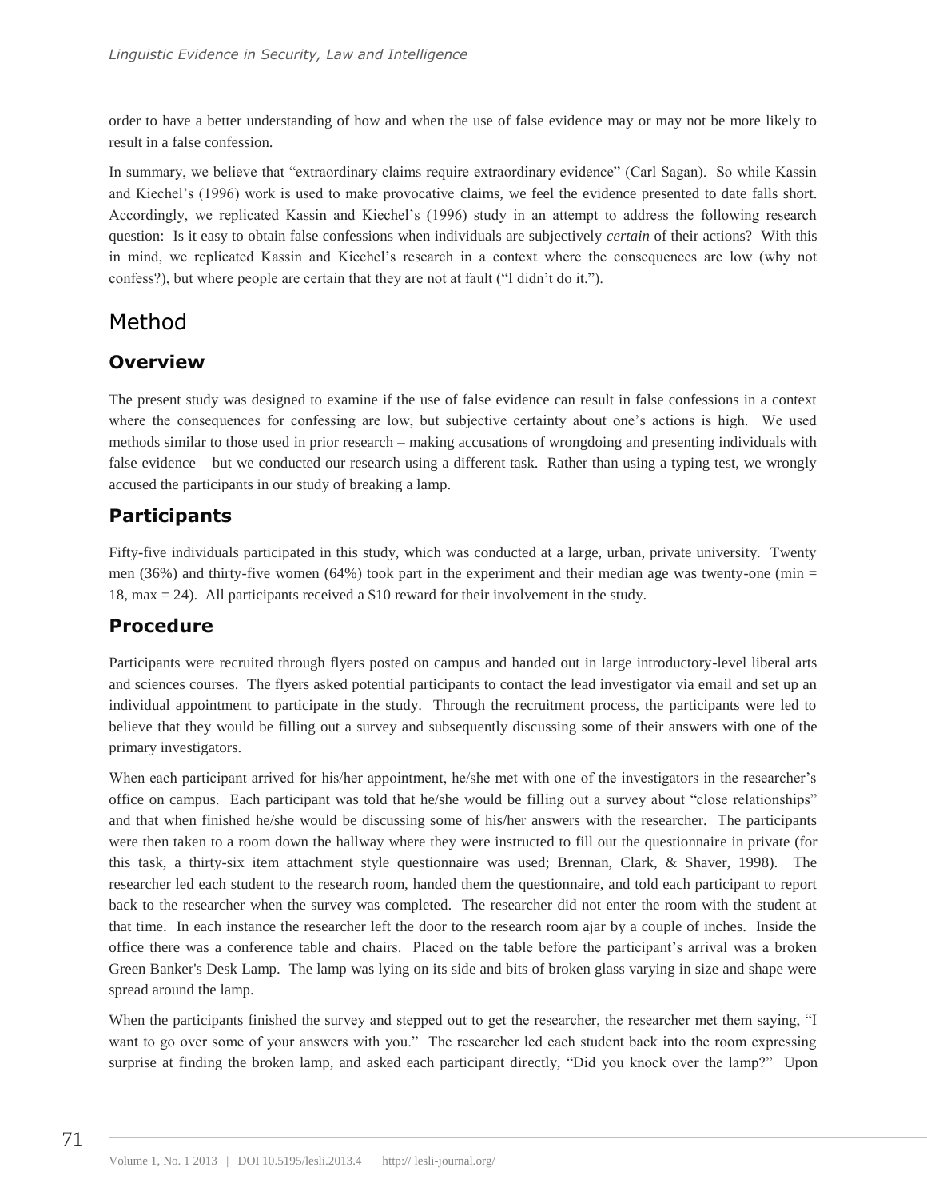order to have a better understanding of how and when the use of false evidence may or may not be more likely to result in a false confession.

In summary, we believe that "extraordinary claims require extraordinary evidence" (Carl Sagan). So while Kassin and Kiechel's (1996) work is used to make provocative claims, we feel the evidence presented to date falls short. Accordingly, we replicated Kassin and Kiechel's (1996) study in an attempt to address the following research question: Is it easy to obtain false confessions when individuals are subjectively *certain* of their actions? With this in mind, we replicated Kassin and Kiechel's research in a context where the consequences are low (why not confess?), but where people are certain that they are not at fault ("I didn't do it.").

# Method

## Overview

The present study was designed to examine if the use of false evidence can result in false confessions in a context where the consequences for confessing are low, but subjective certainty about one's actions is high. We used methods similar to those used in prior research – making accusations of wrongdoing and presenting individuals with false evidence – but we conducted our research using a different task. Rather than using a typing test, we wrongly accused the participants in our study of breaking a lamp.

## Participants

Fifty-five individuals participated in this study, which was conducted at a large, urban, private university. Twenty men (36%) and thirty-five women (64%) took part in the experiment and their median age was twenty-one (min = 18, max = 24). All participants received a $10 reward for their involvement in the study.

## Procedure

Participants were recruited through flyers posted on campus and handed out in large introductory-level liberal arts and sciences courses. The flyers asked potential participants to contact the lead investigator via email and set up an individual appointment to participate in the study. Through the recruitment process, the participants were led to believe that they would be filling out a survey and subsequently discussing some of their answers with one of the primary investigators.

When each participant arrived for his/her appointment, he/she met with one of the investigators in the researcher's office on campus. Each participant was told that he/she would be filling out a survey about "close relationships" and that when finished he/she would be discussing some of his/her answers with the researcher. The participants were then taken to a room down the hallway where they were instructed to fill out the questionnaire in private (for this task, a thirty-six item attachment style questionnaire was used; Brennan, Clark, & Shaver, 1998). The researcher led each student to the research room, handed them the questionnaire, and told each participant to report back to the researcher when the survey was completed. The researcher did not enter the room with the student at that time. In each instance the researcher left the door to the research room ajar by a couple of inches. Inside the office there was a conference table and chairs. Placed on the table before the participant's arrival was a broken Green Banker's Desk Lamp. The lamp was lying on its side and bits of broken glass varying in size and shape were spread around the lamp.

When the participants finished the survey and stepped out to get the researcher, the researcher met them saying, "I want to go over some of your answers with you." The researcher led each student back into the room expressing surprise at finding the broken lamp, and asked each participant directly, "Did you knock over the lamp?" Upon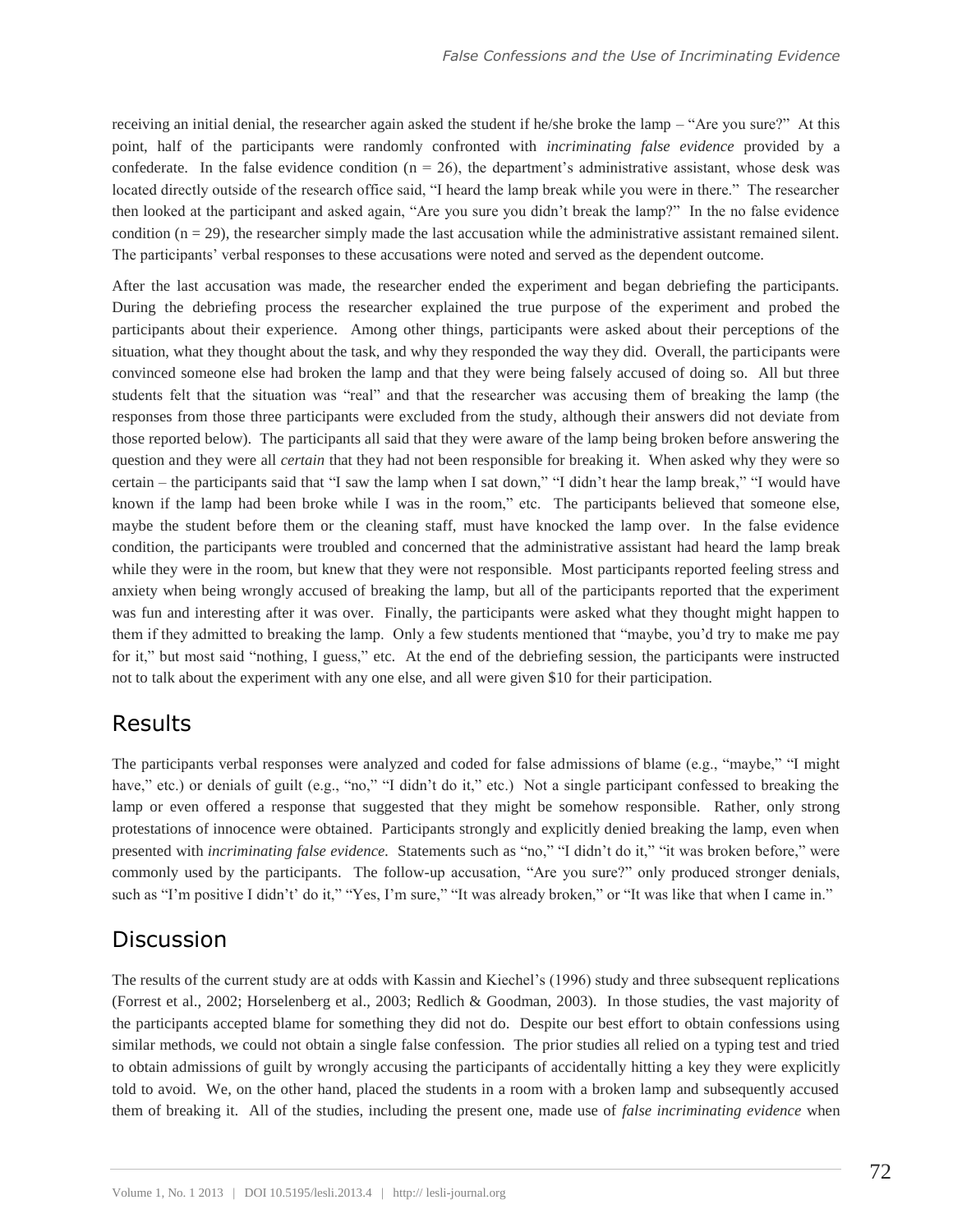receiving an initial denial, the researcher again asked the student if he/she broke the lamp – "Are you sure?" At this point, half of the participants were randomly confronted with *incriminating false evidence* provided by a confederate. In the false evidence condition ($n = 26$), the department's administrative assistant, whose desk was located directly outside of the research office said, "I heard the lamp break while you were in there." The researcher then looked at the participant and asked again, "Are you sure you didn't break the lamp?" In the no false evidence condition ($n = 29$), the researcher simply made the last accusation while the administrative assistant remained silent. The participants' verbal responses to these accusations were noted and served as the dependent outcome.

After the last accusation was made, the researcher ended the experiment and began debriefing the participants. During the debriefing process the researcher explained the true purpose of the experiment and probed the participants about their experience. Among other things, participants were asked about their perceptions of the situation, what they thought about the task, and why they responded the way they did. Overall, the participants were convinced someone else had broken the lamp and that they were being falsely accused of doing so. All but three students felt that the situation was "real" and that the researcher was accusing them of breaking the lamp (the responses from those three participants were excluded from the study, although their answers did not deviate from those reported below). The participants all said that they were aware of the lamp being broken before answering the question and they were all *certain* that they had not been responsible for breaking it. When asked why they were so certain – the participants said that "I saw the lamp when I sat down," "I didn't hear the lamp break," "I would have known if the lamp had been broke while I was in the room," etc. The participants believed that someone else, maybe the student before them or the cleaning staff, must have knocked the lamp over. In the false evidence condition, the participants were troubled and concerned that the administrative assistant had heard the lamp break while they were in the room, but knew that they were not responsible. Most participants reported feeling stress and anxiety when being wrongly accused of breaking the lamp, but all of the participants reported that the experiment was fun and interesting after it was over. Finally, the participants were asked what they thought might happen to them if they admitted to breaking the lamp. Only a few students mentioned that "maybe, you'd try to make me pay for it," but most said "nothing, I guess," etc. At the end of the debriefing session, the participants were instructed not to talk about the experiment with any one else, and all were given $10 for their participation.

## Results

The participants verbal responses were analyzed and coded for false admissions of blame (e.g., "maybe," "I might have," etc.) or denials of guilt (e.g., "no," "I didn't do it," etc.) Not a single participant confessed to breaking the lamp or even offered a response that suggested that they might be somehow responsible. Rather, only strong protestations of innocence were obtained. Participants strongly and explicitly denied breaking the lamp, even when presented with *incriminating false evidence*. Statements such as "no," "I didn't do it," "it was broken before," were commonly used by the participants. The follow-up accusation, "Are you sure?" only produced stronger denials, such as "I'm positive I didn't' do it," "Yes, I'm sure," "It was already broken," or "It was like that when I came in."

## Discussion

The results of the current study are at odds with Kassin and Kiechel's (1996) study and three subsequent replications (Forrest et al., 2002; Horselenberg et al., 2003; Redlich & Goodman, 2003). In those studies, the vast majority of the participants accepted blame for something they did not do. Despite our best effort to obtain confessions using similar methods, we could not obtain a single false confession. The prior studies all relied on a typing test and tried to obtain admissions of guilt by wrongly accusing the participants of accidentally hitting a key they were explicitly told to avoid. We, on the other hand, placed the students in a room with a broken lamp and subsequently accused them of breaking it. All of the studies, including the present one, made use of *false incriminating evidence* when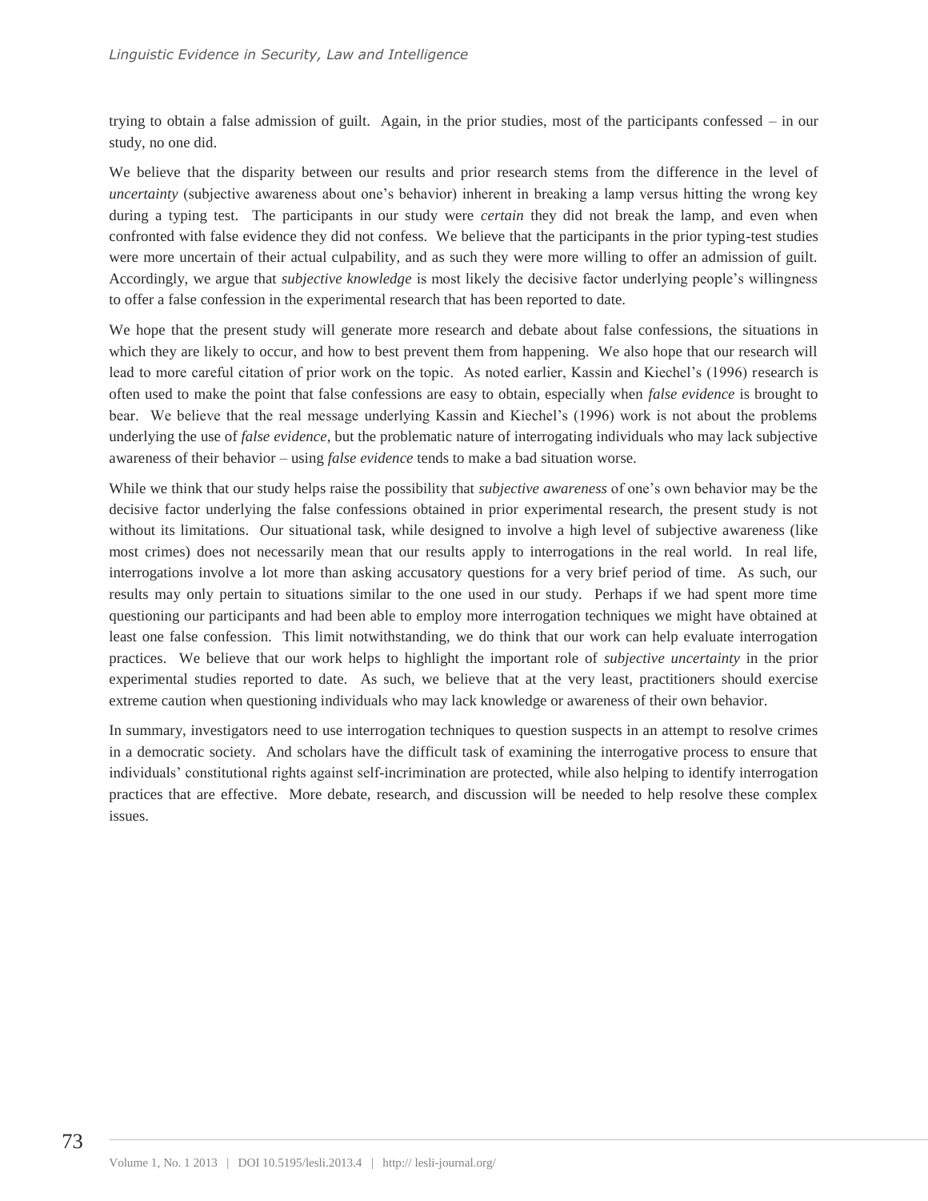trying to obtain a false admission of guilt. Again, in the prior studies, most of the participants confessed – in our study, no one did.

We believe that the disparity between our results and prior research stems from the difference in the level of *uncertainty* (subjective awareness about one's behavior) inherent in breaking a lamp versus hitting the wrong key during a typing test. The participants in our study were *certain* they did not break the lamp, and even when confronted with false evidence they did not confess. We believe that the participants in the prior typing-test studies were more uncertain of their actual culpability, and as such they were more willing to offer an admission of guilt. Accordingly, we argue that *subjective knowledge* is most likely the decisive factor underlying people's willingness to offer a false confession in the experimental research that has been reported to date.

We hope that the present study will generate more research and debate about false confessions, the situations in which they are likely to occur, and how to best prevent them from happening. We also hope that our research will lead to more careful citation of prior work on the topic. As noted earlier, Kassin and Kiechel's (1996) research is often used to make the point that false confessions are easy to obtain, especially when *false evidence* is brought to bear. We believe that the real message underlying Kassin and Kiechel's (1996) work is not about the problems underlying the use of *false evidence*, but the problematic nature of interrogating individuals who may lack subjective awareness of their behavior – using *false evidence* tends to make a bad situation worse.

While we think that our study helps raise the possibility that *subjective awareness* of one's own behavior may be the decisive factor underlying the false confessions obtained in prior experimental research, the present study is not without its limitations. Our situational task, while designed to involve a high level of subjective awareness (like most crimes) does not necessarily mean that our results apply to interrogations in the real world. In real life, interrogations involve a lot more than asking accusatory questions for a very brief period of time. As such, our results may only pertain to situations similar to the one used in our study. Perhaps if we had spent more time questioning our participants and had been able to employ more interrogation techniques we might have obtained at least one false confession. This limit notwithstanding, we do think that our work can help evaluate interrogation practices. We believe that our work helps to highlight the important role of *subjective uncertainty* in the prior experimental studies reported to date. As such, we believe that at the very least, practitioners should exercise extreme caution when questioning individuals who may lack knowledge or awareness of their own behavior.

In summary, investigators need to use interrogation techniques to question suspects in an attempt to resolve crimes in a democratic society. And scholars have the difficult task of examining the interrogative process to ensure that individuals' constitutional rights against self-incrimination are protected, while also helping to identify interrogation practices that are effective. More debate, research, and discussion will be needed to help resolve these complex issues.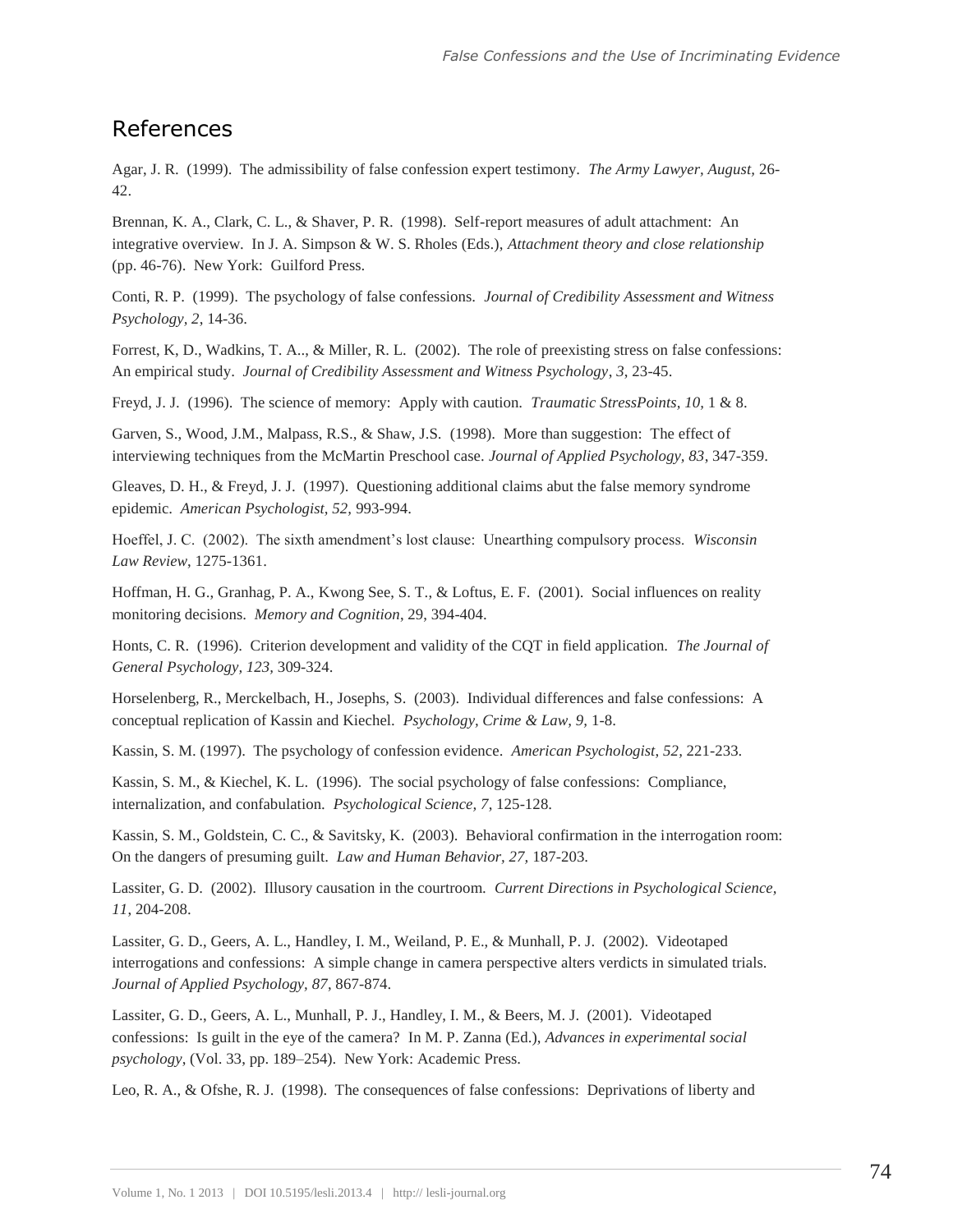## References

Agar, J. R. (1999). The admissibility of false confession expert testimony. *The Army Lawyer, August,* 26-42.

Brennan, K. A., Clark, C. L., & Shaver, P. R. (1998). Self-report measures of adult attachment: An integrative overview. In J. A. Simpson & W. S. Rholes (Eds.), *Attachment theory and close relationship* (pp. 46-76). New York: Guilford Press.

Conti, R. P. (1999). The psychology of false confessions. *Journal of Credibility Assessment and Witness Psychology, 2*, 14-36.

Forrest, K, D., Wadkins, T. A.., & Miller, R. L. (2002). The role of preexisting stress on false confessions: An empirical study. *Journal of Credibility Assessment and Witness Psychology, 3*, 23-45.

Freyd, J. J. (1996). The science of memory: Apply with caution. *Traumatic StressPoints, 10,* 1 & 8.

Garven, S., Wood, J.M., Malpass, R.S., & Shaw, J.S. (1998). More than suggestion: The effect of interviewing techniques from the McMartin Preschool case. *Journal of Applied Psychology, 83*, 347-359.

Gleaves, D. H., & Freyd, J. J. (1997). Questioning additional claims abut the false memory syndrome epidemic. *American Psychologist, 52,* 993-994.

Hoeffel, J. C. (2002). The sixth amendment's lost clause: Unearthing compulsory process. *Wisconsin Law Review*, 1275-1361.

Hoffman, H. G., Granhag, P. A., Kwong See, S. T., & Loftus, E. F. (2001). Social influences on reality monitoring decisions. *Memory and Cognition*, 29, 394-404.

Honts, C. R. (1996). Criterion development and validity of the CQT in field application. *The Journal of General Psychology, 123,* 309-324.

Horselenberg, R., Merckelbach, H., Josephs, S. (2003). Individual differences and false confessions: A conceptual replication of Kassin and Kiechel. *Psychology, Crime & Law, 9*, 1-8.

Kassin, S. M. (1997). The psychology of confession evidence. *American Psychologist, 52,* 221-233.

Kassin, S. M., & Kiechel, K. L. (1996). The social psychology of false confessions: Compliance, internalization, and confabulation. *Psychological Science, 7*, 125-128.

Kassin, S. M., Goldstein, C. C., & Savitsky, K. (2003). Behavioral confirmation in the interrogation room: On the dangers of presuming guilt. *Law and Human Behavior, 27,* 187-203.

Lassiter, G. D. (2002). Illusory causation in the courtroom. *Current Directions in Psychological Science, 11*, 204-208.

Lassiter, G. D., Geers, A. L., Handley, I. M., Weiland, P. E., & Munhall, P. J. (2002). Videotaped interrogations and confessions: A simple change in camera perspective alters verdicts in simulated trials. *Journal of Applied Psychology, 87*, 867-874.

Lassiter, G. D., Geers, A. L., Munhall, P. J., Handley, I. M., & Beers, M. J. (2001). Videotaped confessions: Is guilt in the eye of the camera? In M. P. Zanna (Ed.), *Advances in experimental social psychology*, (Vol. 33, pp. 189–254). New York: Academic Press.

Leo, R. A., & Ofshe, R. J. (1998). The consequences of false confessions: Deprivations of liberty and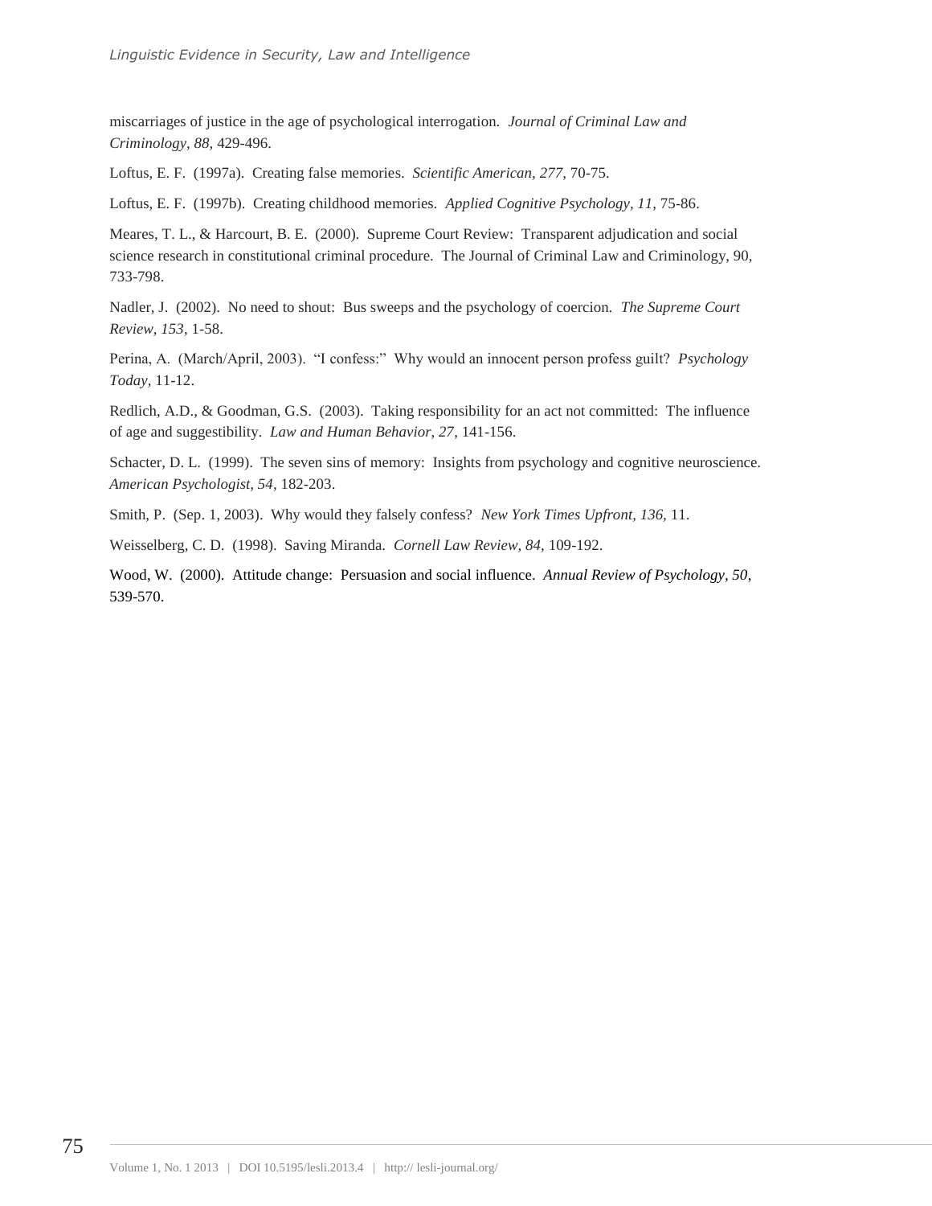miscarriages of justice in the age of psychological interrogation. *Journal of Criminal Law and Criminology, 88,* 429-496.

Loftus, E. F. (1997a). Creating false memories. *Scientific American, 277,* 70-75.

Loftus, E. F. (1997b). Creating childhood memories. *Applied Cognitive Psychology, 11,* 75-86.

Meares, T. L., & Harcourt, B. E. (2000). Supreme Court Review: Transparent adjudication and social science research in constitutional criminal procedure. The Journal of Criminal Law and Criminology, 90, 733-798.

Nadler, J. (2002). No need to shout: Bus sweeps and the psychology of coercion. *The Supreme Court Review, 153,* 1-58.

Perina, A. (March/April, 2003). "I confess:" Why would an innocent person profess guilt? *Psychology Today,* 11-12.

Redlich, A.D., & Goodman, G.S. (2003). Taking responsibility for an act not committed: The influence of age and suggestibility. *Law and Human Behavior, 27,* 141-156.

Schacter, D. L. (1999). The seven sins of memory: Insights from psychology and cognitive neuroscience. *American Psychologist, 54,* 182-203.

Smith, P. (Sep. 1, 2003). Why would they falsely confess? *New York Times Upfront, 136,* 11.

Weisselberg, C. D. (1998). Saving Miranda. *Cornell Law Review, 84,* 109-192.

Wood, W. (2000). Attitude change: Persuasion and social influence. *Annual Review of Psychology, 50*, 539-570.